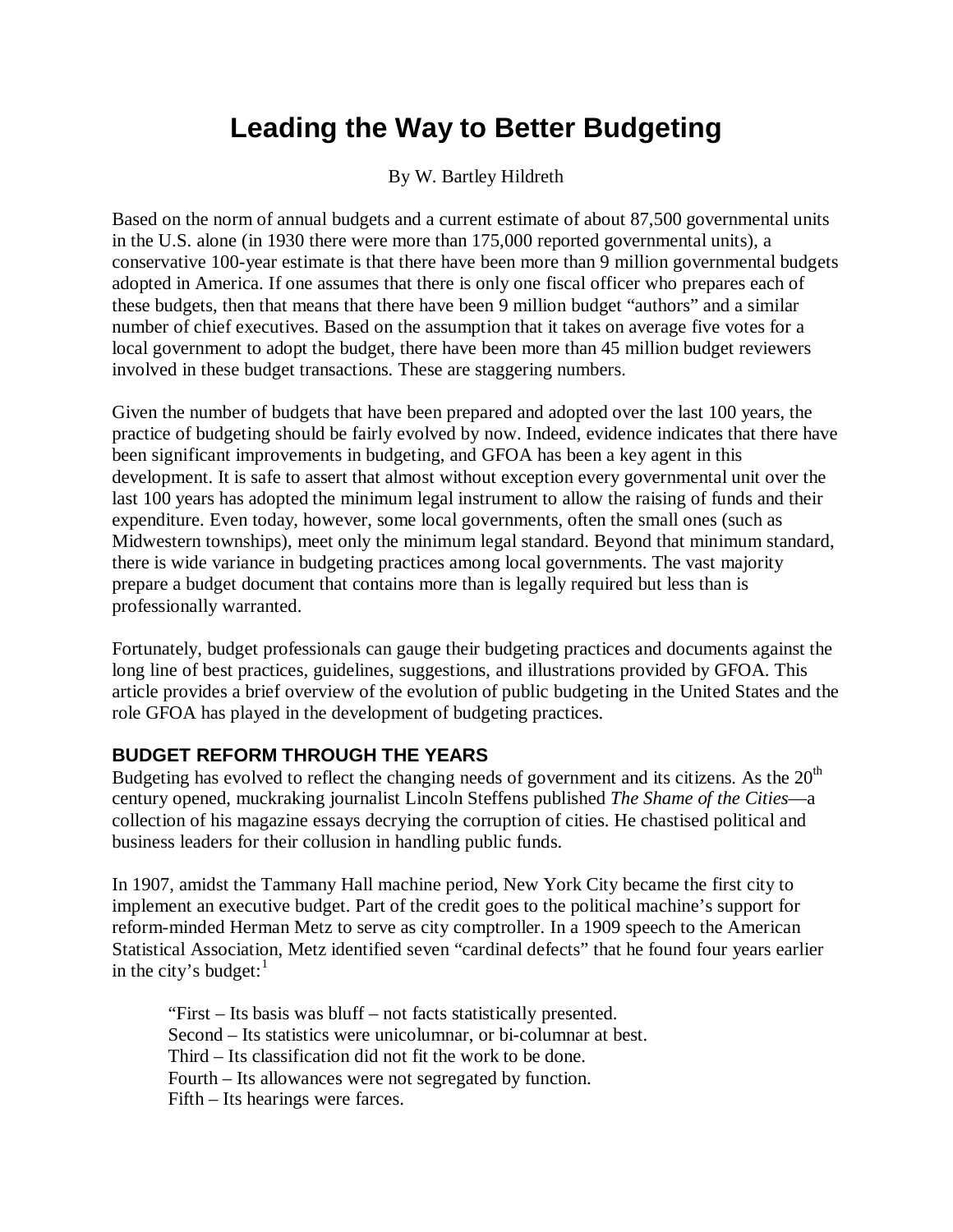# Leading the Way to Better Budgeting

By W. Bartley Hildreth

Based on the norm of annual budgets and a current estimate of about 87,500 governmental units in the U.S. alone (in 1930 there were more than 175,000 reported governmental units), a conservative 100-year estimate is that there have been more than 9 million governmental budgets adopted in America. If one assumes that there is only one fiscal officer who prepares each of these budgets, then that means that there have been 9 million budget "authors" and a similar number of chief executives. Based on the assumption that it takes on average five votes for a local government to adopt the budget, there have been more than 45 million budget reviewers involved in these budget transactions. These are staggering numbers.

Given the number of budgets that have been prepared and adopted over the last 100 years, the practice of budgeting should be fairly evolved by now. Indeed, evidence indicates that there have been significant improvements in budgeting, and GFOA has been a key agent in this development. It is safe to assert that almost without exception every governmental unit over the last 100 years has adopted the minimum legal instrument to allow the raising of funds and their expenditure. Even today, however, some local governments, often the small ones (such as Midwestern townships), meet only the minimum legal standard. Beyond that minimum standard, there is wide variance in budgeting practices among local governments. The vast majority prepare a budget document that contains more than is legally required but less than is professionally warranted.

Fortunately, budget professionals can gauge their budgeting practices and documents against the long line of best practices, guidelines, suggestions, and illustrations provided by GFOA. This article provides a brief overview of the evolution of public budgeting in the United States and the role GFOA has played in the development of budgeting practices.

## BUDGET REFORM THROUGH THE YEARS

Budgeting has evolved to reflect the changing needs of government and its citizens. As the 20th century opened, muckraking journalist Lincoln Steffens published *The Shame of the Cities*—a collection of his magazine essays decrying the corruption of cities. He chastised political and business leaders for their collusion in handling public funds.

In 1907, amidst the Tammany Hall machine period, New York City became the first city to implement an executive budget. Part of the credit goes to the political machine's support for reform-minded Herman Metz to serve as city comptroller. In a 1909 speech to the American Statistical Association, Metz identified seven "cardinal defects" that he found four years earlier in the city's budget:[1]

> "First – Its basis was bluff – not facts statistically presented.
> Second – Its statistics were unicolumnar, or bi-columnar at best.
> Third – Its classification did not fit the work to be done.
> Fourth – Its allowances were not segregated by function.
> Fifth – Its hearings were farces.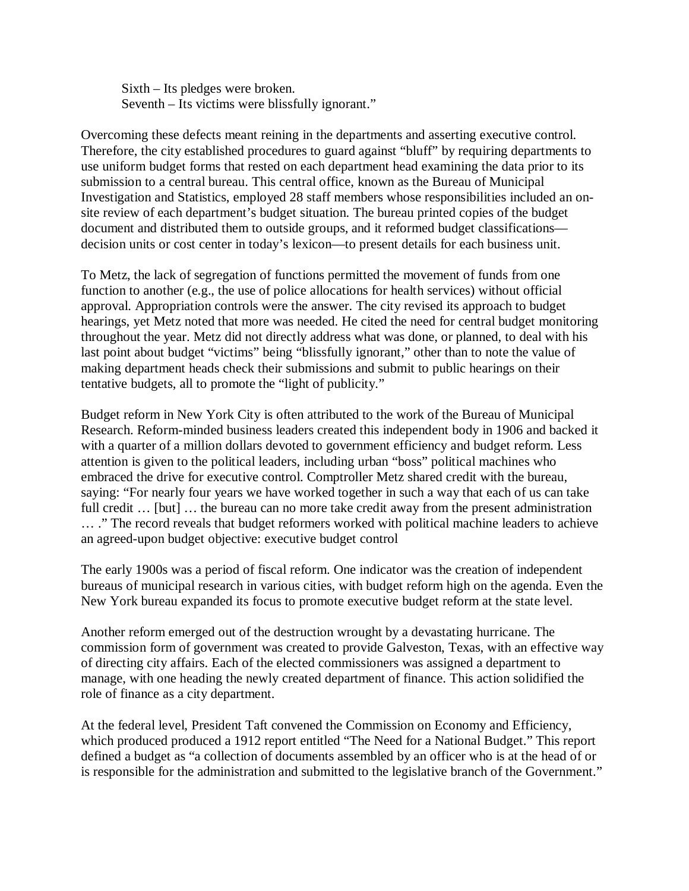Sixth – Its pledges were broken.
Seventh – Its victims were blissfully ignorant."

Overcoming these defects meant reining in the departments and asserting executive control. Therefore, the city established procedures to guard against "bluff" by requiring departments to use uniform budget forms that rested on each department head examining the data prior to its submission to a central bureau. This central office, known as the Bureau of Municipal Investigation and Statistics, employed 28 staff members whose responsibilities included an on-site review of each department's budget situation. The bureau printed copies of the budget document and distributed them to outside groups, and it reformed budget classifications—decision units or cost center in today's lexicon—to present details for each business unit.

To Metz, the lack of segregation of functions permitted the movement of funds from one function to another (e.g., the use of police allocations for health services) without official approval. Appropriation controls were the answer. The city revised its approach to budget hearings, yet Metz noted that more was needed. He cited the need for central budget monitoring throughout the year. Metz did not directly address what was done, or planned, to deal with his last point about budget "victims" being "blissfully ignorant," other than to note the value of making department heads check their submissions and submit to public hearings on their tentative budgets, all to promote the "light of publicity."

Budget reform in New York City is often attributed to the work of the Bureau of Municipal Research. Reform-minded business leaders created this independent body in 1906 and backed it with a quarter of a million dollars devoted to government efficiency and budget reform. Less attention is given to the political leaders, including urban "boss" political machines who embraced the drive for executive control. Comptroller Metz shared credit with the bureau, saying: "For nearly four years we have worked together in such a way that each of us can take full credit … [but] … the bureau can no more take credit away from the present administration … ." The record reveals that budget reformers worked with political machine leaders to achieve an agreed-upon budget objective: executive budget control

The early 1900s was a period of fiscal reform. One indicator was the creation of independent bureaus of municipal research in various cities, with budget reform high on the agenda. Even the New York bureau expanded its focus to promote executive budget reform at the state level.

Another reform emerged out of the destruction wrought by a devastating hurricane. The commission form of government was created to provide Galveston, Texas, with an effective way of directing city affairs. Each of the elected commissioners was assigned a department to manage, with one heading the newly created department of finance. This action solidified the role of finance as a city department.

At the federal level, President Taft convened the Commission on Economy and Efficiency, which produced produced a 1912 report entitled "The Need for a National Budget." This report defined a budget as "a collection of documents assembled by an officer who is at the head of or is responsible for the administration and submitted to the legislative branch of the Government."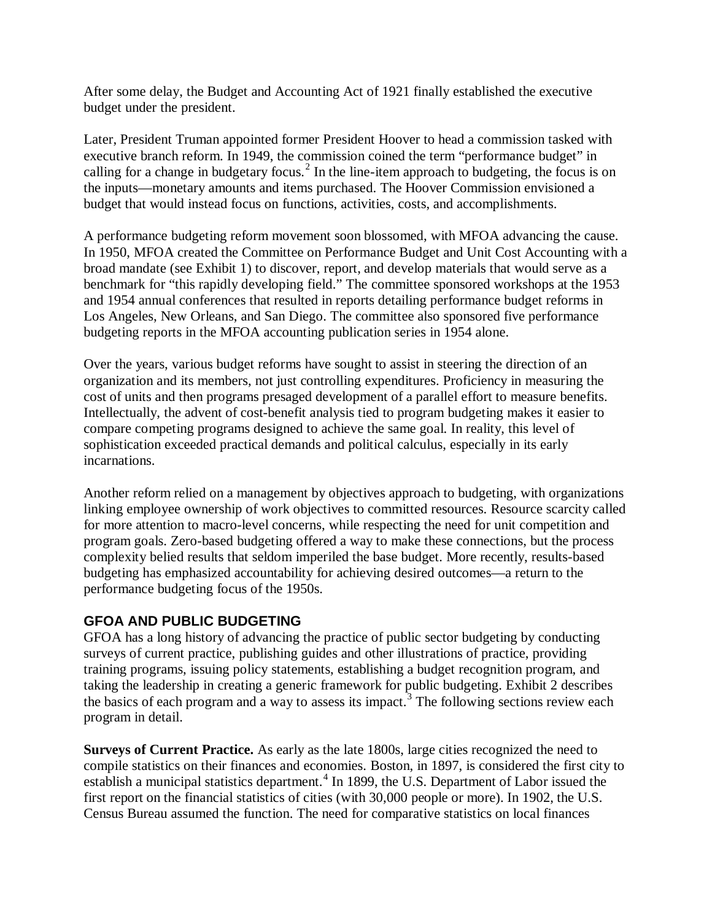After some delay, the Budget and Accounting Act of 1921 finally established the executive budget under the president.

Later, President Truman appointed former President Hoover to head a commission tasked with executive branch reform. In 1949, the commission coined the term "performance budget" in calling for a change in budgetary focus.[2] In the line-item approach to budgeting, the focus is on the inputs—monetary amounts and items purchased. The Hoover Commission envisioned a budget that would instead focus on functions, activities, costs, and accomplishments.

A performance budgeting reform movement soon blossomed, with MFOA advancing the cause. In 1950, MFOA created the Committee on Performance Budget and Unit Cost Accounting with a broad mandate (see Exhibit 1) to discover, report, and develop materials that would serve as a benchmark for "this rapidly developing field." The committee sponsored workshops at the 1953 and 1954 annual conferences that resulted in reports detailing performance budget reforms in Los Angeles, New Orleans, and San Diego. The committee also sponsored five performance budgeting reports in the MFOA accounting publication series in 1954 alone.

Over the years, various budget reforms have sought to assist in steering the direction of an organization and its members, not just controlling expenditures. Proficiency in measuring the cost of units and then programs presaged development of a parallel effort to measure benefits. Intellectually, the advent of cost-benefit analysis tied to program budgeting makes it easier to compare competing programs designed to achieve the same goal. In reality, this level of sophistication exceeded practical demands and political calculus, especially in its early incarnations.

Another reform relied on a management by objectives approach to budgeting, with organizations linking employee ownership of work objectives to committed resources. Resource scarcity called for more attention to macro-level concerns, while respecting the need for unit competition and program goals. Zero-based budgeting offered a way to make these connections, but the process complexity belied results that seldom imperiled the base budget. More recently, results-based budgeting has emphasized accountability for achieving desired outcomes—a return to the performance budgeting focus of the 1950s.

## GFOA AND PUBLIC BUDGETING

GFOA has a long history of advancing the practice of public sector budgeting by conducting surveys of current practice, publishing guides and other illustrations of practice, providing training programs, issuing policy statements, establishing a budget recognition program, and taking the leadership in creating a generic framework for public budgeting. Exhibit 2 describes the basics of each program and a way to assess its impact.[3] The following sections review each program in detail.

**Surveys of Current Practice.** As early as the late 1800s, large cities recognized the need to compile statistics on their finances and economies. Boston, in 1897, is considered the first city to establish a municipal statistics department.[4] In 1899, the U.S. Department of Labor issued the first report on the financial statistics of cities (with 30,000 people or more). In 1902, the U.S. Census Bureau assumed the function. The need for comparative statistics on local finances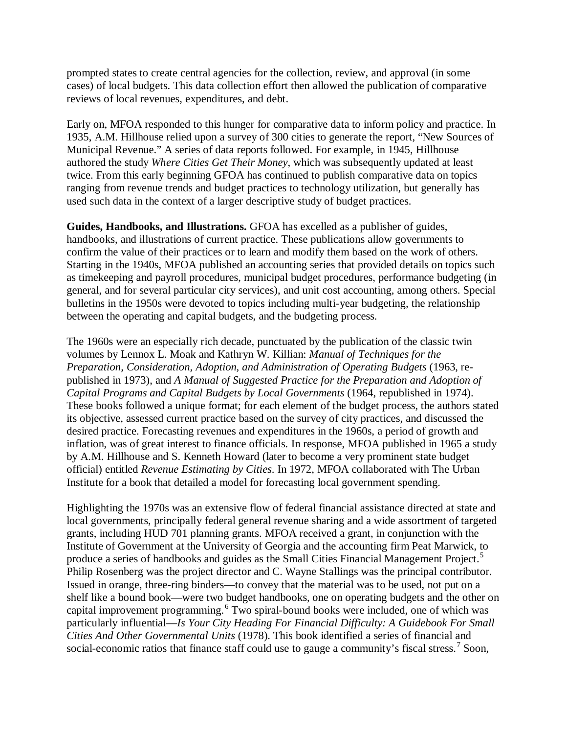prompted states to create central agencies for the collection, review, and approval (in some cases) of local budgets. This data collection effort then allowed the publication of comparative reviews of local revenues, expenditures, and debt.

Early on, MFOA responded to this hunger for comparative data to inform policy and practice. In 1935, A.M. Hillhouse relied upon a survey of 300 cities to generate the report, "New Sources of Municipal Revenue." A series of data reports followed. For example, in 1945, Hillhouse authored the study *Where Cities Get Their Money*, which was subsequently updated at least twice. From this early beginning GFOA has continued to publish comparative data on topics ranging from revenue trends and budget practices to technology utilization, but generally has used such data in the context of a larger descriptive study of budget practices.

**Guides, Handbooks, and Illustrations.** GFOA has excelled as a publisher of guides, handbooks, and illustrations of current practice. These publications allow governments to confirm the value of their practices or to learn and modify them based on the work of others. Starting in the 1940s, MFOA published an accounting series that provided details on topics such as timekeeping and payroll procedures, municipal budget procedures, performance budgeting (in general, and for several particular city services), and unit cost accounting, among others. Special bulletins in the 1950s were devoted to topics including multi-year budgeting, the relationship between the operating and capital budgets, and the budgeting process.

The 1960s were an especially rich decade, punctuated by the publication of the classic twin volumes by Lennox L. Moak and Kathryn W. Killian: *Manual of Techniques for the Preparation, Consideration, Adoption, and Administration of Operating Budgets* (1963, re-published in 1973), and *A Manual of Suggested Practice for the Preparation and Adoption of Capital Programs and Capital Budgets by Local Governments* (1964, republished in 1974). These books followed a unique format; for each element of the budget process, the authors stated its objective, assessed current practice based on the survey of city practices, and discussed the desired practice. Forecasting revenues and expenditures in the 1960s, a period of growth and inflation, was of great interest to finance officials. In response, MFOA published in 1965 a study by A.M. Hillhouse and S. Kenneth Howard (later to become a very prominent state budget official) entitled *Revenue Estimating by Cities*. In 1972, MFOA collaborated with The Urban Institute for a book that detailed a model for forecasting local government spending.

Highlighting the 1970s was an extensive flow of federal financial assistance directed at state and local governments, principally federal general revenue sharing and a wide assortment of targeted grants, including HUD 701 planning grants. MFOA received a grant, in conjunction with the Institute of Government at the University of Georgia and the accounting firm Peat Marwick, to produce a series of handbooks and guides as the Small Cities Financial Management Project.[5] Philip Rosenberg was the project director and C. Wayne Stallings was the principal contributor. Issued in orange, three-ring binders—to convey that the material was to be used, not put on a shelf like a bound book—were two budget handbooks, one on operating budgets and the other on capital improvement programming.[6] Two spiral-bound books were included, one of which was particularly influential—*Is Your City Heading For Financial Difficulty: A Guidebook For Small Cities And Other Governmental Units* (1978). This book identified a series of financial and social-economic ratios that finance staff could use to gauge a community's fiscal stress.[7] Soon,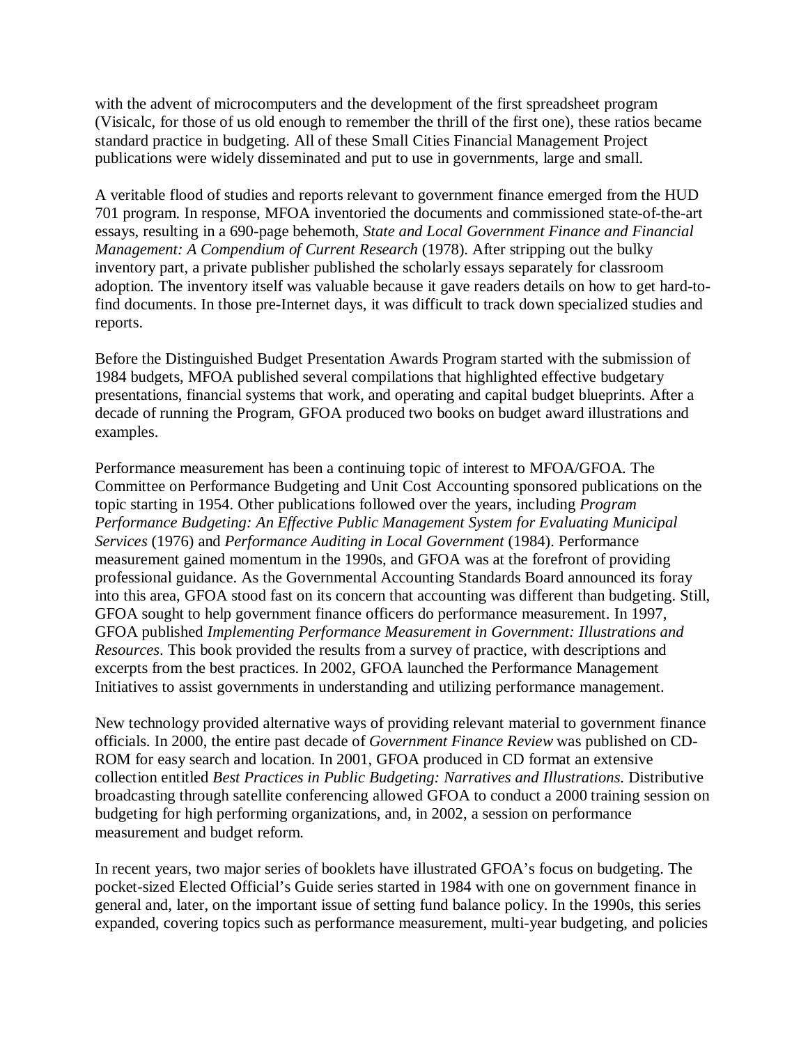with the advent of microcomputers and the development of the first spreadsheet program (Visicalc, for those of us old enough to remember the thrill of the first one), these ratios became standard practice in budgeting. All of these Small Cities Financial Management Project publications were widely disseminated and put to use in governments, large and small.

A veritable flood of studies and reports relevant to government finance emerged from the HUD 701 program. In response, MFOA inventoried the documents and commissioned state-of-the-art essays, resulting in a 690-page behemoth, *State and Local Government Finance and Financial Management: A Compendium of Current Research* (1978). After stripping out the bulky inventory part, a private publisher published the scholarly essays separately for classroom adoption. The inventory itself was valuable because it gave readers details on how to get hard-to-find documents. In those pre-Internet days, it was difficult to track down specialized studies and reports.

Before the Distinguished Budget Presentation Awards Program started with the submission of 1984 budgets, MFOA published several compilations that highlighted effective budgetary presentations, financial systems that work, and operating and capital budget blueprints. After a decade of running the Program, GFOA produced two books on budget award illustrations and examples.

Performance measurement has been a continuing topic of interest to MFOA/GFOA. The Committee on Performance Budgeting and Unit Cost Accounting sponsored publications on the topic starting in 1954. Other publications followed over the years, including *Program Performance Budgeting: An Effective Public Management System for Evaluating Municipal Services* (1976) and *Performance Auditing in Local Government* (1984). Performance measurement gained momentum in the 1990s, and GFOA was at the forefront of providing professional guidance. As the Governmental Accounting Standards Board announced its foray into this area, GFOA stood fast on its concern that accounting was different than budgeting. Still, GFOA sought to help government finance officers do performance measurement. In 1997, GFOA published *Implementing Performance Measurement in Government: Illustrations and Resources*. This book provided the results from a survey of practice, with descriptions and excerpts from the best practices. In 2002, GFOA launched the Performance Management Initiatives to assist governments in understanding and utilizing performance management.

New technology provided alternative ways of providing relevant material to government finance officials. In 2000, the entire past decade of *Government Finance Review* was published on CD-ROM for easy search and location. In 2001, GFOA produced in CD format an extensive collection entitled *Best Practices in Public Budgeting: Narratives and Illustrations*. Distributive broadcasting through satellite conferencing allowed GFOA to conduct a 2000 training session on budgeting for high performing organizations, and, in 2002, a session on performance measurement and budget reform.

In recent years, two major series of booklets have illustrated GFOA's focus on budgeting. The pocket-sized Elected Official's Guide series started in 1984 with one on government finance in general and, later, on the important issue of setting fund balance policy. In the 1990s, this series expanded, covering topics such as performance measurement, multi-year budgeting, and policies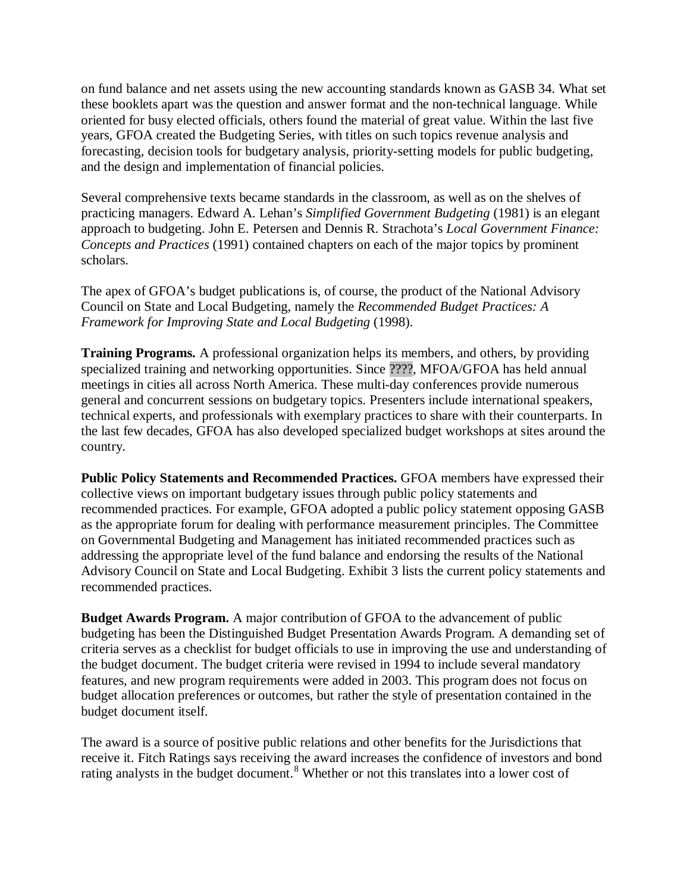on fund balance and net assets using the new accounting standards known as GASB 34. What set these booklets apart was the question and answer format and the non-technical language. While oriented for busy elected officials, others found the material of great value. Within the last five years, GFOA created the Budgeting Series, with titles on such topics revenue analysis and forecasting, decision tools for budgetary analysis, priority-setting models for public budgeting, and the design and implementation of financial policies.

Several comprehensive texts became standards in the classroom, as well as on the shelves of practicing managers. Edward A. Lehan's *Simplified Government Budgeting* (1981) is an elegant approach to budgeting. John E. Petersen and Dennis R. Strachota's *Local Government Finance: Concepts and Practices* (1991) contained chapters on each of the major topics by prominent scholars.

The apex of GFOA's budget publications is, of course, the product of the National Advisory Council on State and Local Budgeting, namely the *Recommended Budget Practices: A Framework for Improving State and Local Budgeting* (1998).

**Training Programs.** A professional organization helps its members, and others, by providing specialized training and networking opportunities. Since ????, MFOA/GFOA has held annual meetings in cities all across North America. These multi-day conferences provide numerous general and concurrent sessions on budgetary topics. Presenters include international speakers, technical experts, and professionals with exemplary practices to share with their counterparts. In the last few decades, GFOA has also developed specialized budget workshops at sites around the country.

**Public Policy Statements and Recommended Practices.** GFOA members have expressed their collective views on important budgetary issues through public policy statements and recommended practices. For example, GFOA adopted a public policy statement opposing GASB as the appropriate forum for dealing with performance measurement principles. The Committee on Governmental Budgeting and Management has initiated recommended practices such as addressing the appropriate level of the fund balance and endorsing the results of the National Advisory Council on State and Local Budgeting. Exhibit 3 lists the current policy statements and recommended practices.

**Budget Awards Program.** A major contribution of GFOA to the advancement of public budgeting has been the Distinguished Budget Presentation Awards Program. A demanding set of criteria serves as a checklist for budget officials to use in improving the use and understanding of the budget document. The budget criteria were revised in 1994 to include several mandatory features, and new program requirements were added in 2003. This program does not focus on budget allocation preferences or outcomes, but rather the style of presentation contained in the budget document itself.

The award is a source of positive public relations and other benefits for the Jurisdictions that receive it. Fitch Ratings says receiving the award increases the confidence of investors and bond rating analysts in the budget document.[8] Whether or not this translates into a lower cost of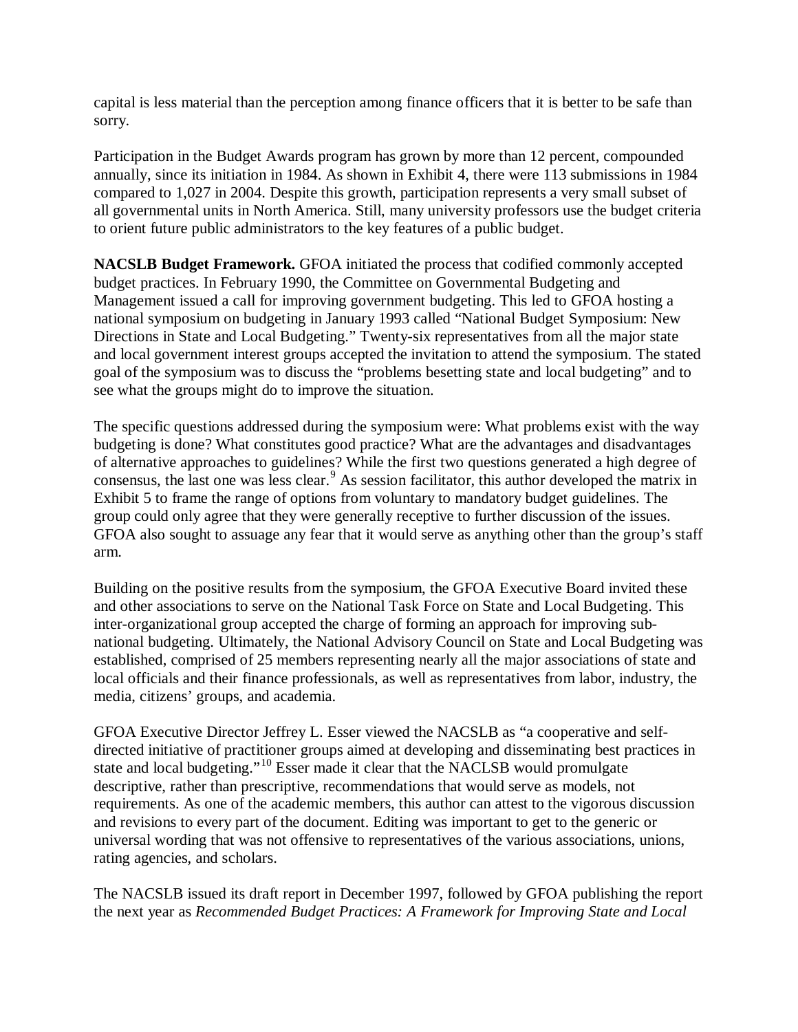capital is less material than the perception among finance officers that it is better to be safe than sorry.

Participation in the Budget Awards program has grown by more than 12 percent, compounded annually, since its initiation in 1984. As shown in Exhibit 4, there were 113 submissions in 1984 compared to 1,027 in 2004. Despite this growth, participation represents a very small subset of all governmental units in North America. Still, many university professors use the budget criteria to orient future public administrators to the key features of a public budget.

**NACSLB Budget Framework.** GFOA initiated the process that codified commonly accepted budget practices. In February 1990, the Committee on Governmental Budgeting and Management issued a call for improving government budgeting. This led to GFOA hosting a national symposium on budgeting in January 1993 called "National Budget Symposium: New Directions in State and Local Budgeting." Twenty-six representatives from all the major state and local government interest groups accepted the invitation to attend the symposium. The stated goal of the symposium was to discuss the "problems besetting state and local budgeting" and to see what the groups might do to improve the situation.

The specific questions addressed during the symposium were: What problems exist with the way budgeting is done? What constitutes good practice? What are the advantages and disadvantages of alternative approaches to guidelines? While the first two questions generated a high degree of consensus, the last one was less clear.[9] As session facilitator, this author developed the matrix in Exhibit 5 to frame the range of options from voluntary to mandatory budget guidelines. The group could only agree that they were generally receptive to further discussion of the issues. GFOA also sought to assuage any fear that it would serve as anything other than the group's staff arm.

Building on the positive results from the symposium, the GFOA Executive Board invited these and other associations to serve on the National Task Force on State and Local Budgeting. This inter-organizational group accepted the charge of forming an approach for improving sub-national budgeting. Ultimately, the National Advisory Council on State and Local Budgeting was established, comprised of 25 members representing nearly all the major associations of state and local officials and their finance professionals, as well as representatives from labor, industry, the media, citizens' groups, and academia.

GFOA Executive Director Jeffrey L. Esser viewed the NACSLB as "a cooperative and self-directed initiative of practitioner groups aimed at developing and disseminating best practices in state and local budgeting."[10] Esser made it clear that the NACSLB would promulgate descriptive, rather than prescriptive, recommendations that would serve as models, not requirements. As one of the academic members, this author can attest to the vigorous discussion and revisions to every part of the document. Editing was important to get to the generic or universal wording that was not offensive to representatives of the various associations, unions, rating agencies, and scholars.

The NACSLB issued its draft report in December 1997, followed by GFOA publishing the report the next year as *Recommended Budget Practices: A Framework for Improving State and Local*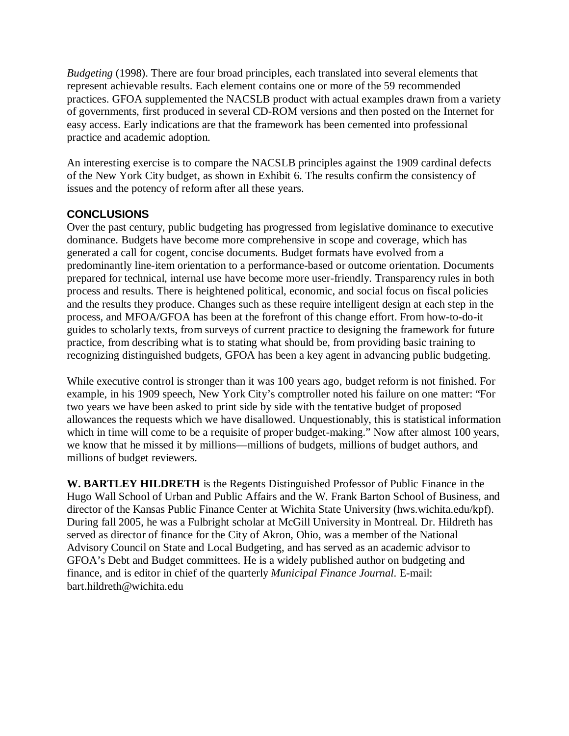*Budgeting* (1998). There are four broad principles, each translated into several elements that represent achievable results. Each element contains one or more of the 59 recommended practices. GFOA supplemented the NACSLB product with actual examples drawn from a variety of governments, first produced in several CD-ROM versions and then posted on the Internet for easy access. Early indications are that the framework has been cemented into professional practice and academic adoption.

An interesting exercise is to compare the NACSLB principles against the 1909 cardinal defects of the New York City budget, as shown in Exhibit 6. The results confirm the consistency of issues and the potency of reform after all these years.

## CONCLUSIONS

Over the past century, public budgeting has progressed from legislative dominance to executive dominance. Budgets have become more comprehensive in scope and coverage, which has generated a call for cogent, concise documents. Budget formats have evolved from a predominantly line-item orientation to a performance-based or outcome orientation. Documents prepared for technical, internal use have become more user-friendly. Transparency rules in both process and results. There is heightened political, economic, and social focus on fiscal policies and the results they produce. Changes such as these require intelligent design at each step in the process, and MFOA/GFOA has been at the forefront of this change effort. From how-to-do-it guides to scholarly texts, from surveys of current practice to designing the framework for future practice, from describing what is to stating what should be, from providing basic training to recognizing distinguished budgets, GFOA has been a key agent in advancing public budgeting.

While executive control is stronger than it was 100 years ago, budget reform is not finished. For example, in his 1909 speech, New York City's comptroller noted his failure on one matter: "For two years we have been asked to print side by side with the tentative budget of proposed allowances the requests which we have disallowed. Unquestionably, this is statistical information which in time will come to be a requisite of proper budget-making." Now after almost 100 years, we know that he missed it by millions—millions of budgets, millions of budget authors, and millions of budget reviewers.

**W. BARTLEY HILDRETH** is the Regents Distinguished Professor of Public Finance in the Hugo Wall School of Urban and Public Affairs and the W. Frank Barton School of Business, and director of the Kansas Public Finance Center at Wichita State University (hws.wichita.edu/kpf). During fall 2005, he was a Fulbright scholar at McGill University in Montreal. Dr. Hildreth has served as director of finance for the City of Akron, Ohio, was a member of the National Advisory Council on State and Local Budgeting, and has served as an academic advisor to GFOA's Debt and Budget committees. He is a widely published author on budgeting and finance, and is editor in chief of the quarterly *Municipal Finance Journal*. E-mail: bart.hildreth@wichita.edu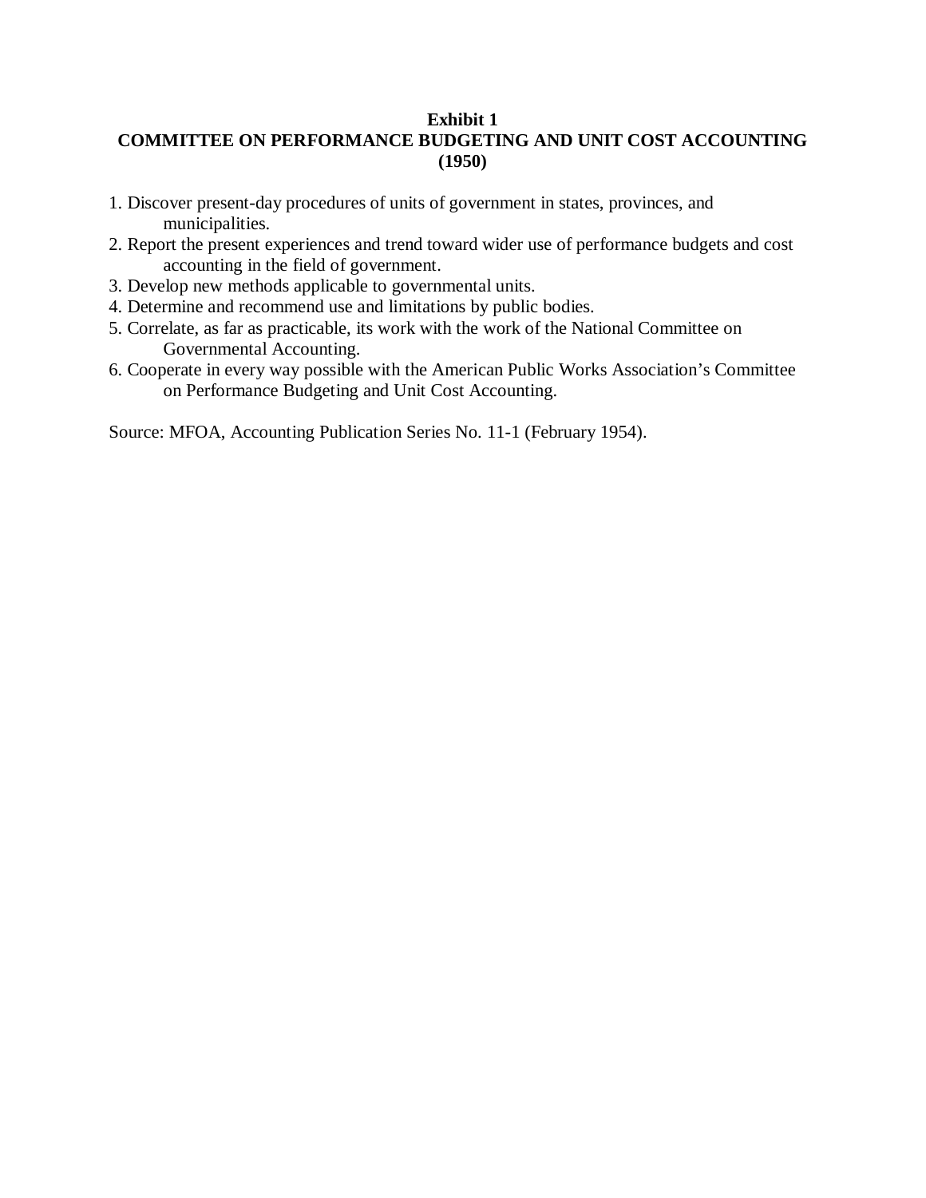**Exhibit 1**
**COMMITTEE ON PERFORMANCE BUDGETING AND UNIT COST ACCOUNTING (1950)**

1. Discover present-day procedures of units of government in states, provinces, and municipalities.
2. Report the present experiences and trend toward wider use of performance budgets and cost accounting in the field of government.
3. Develop new methods applicable to governmental units.
4. Determine and recommend use and limitations by public bodies.
5. Correlate, as far as practicable, its work with the work of the National Committee on Governmental Accounting.
6. Cooperate in every way possible with the American Public Works Association's Committee on Performance Budgeting and Unit Cost Accounting.

Source: MFOA, Accounting Publication Series No. 11-1 (February 1954).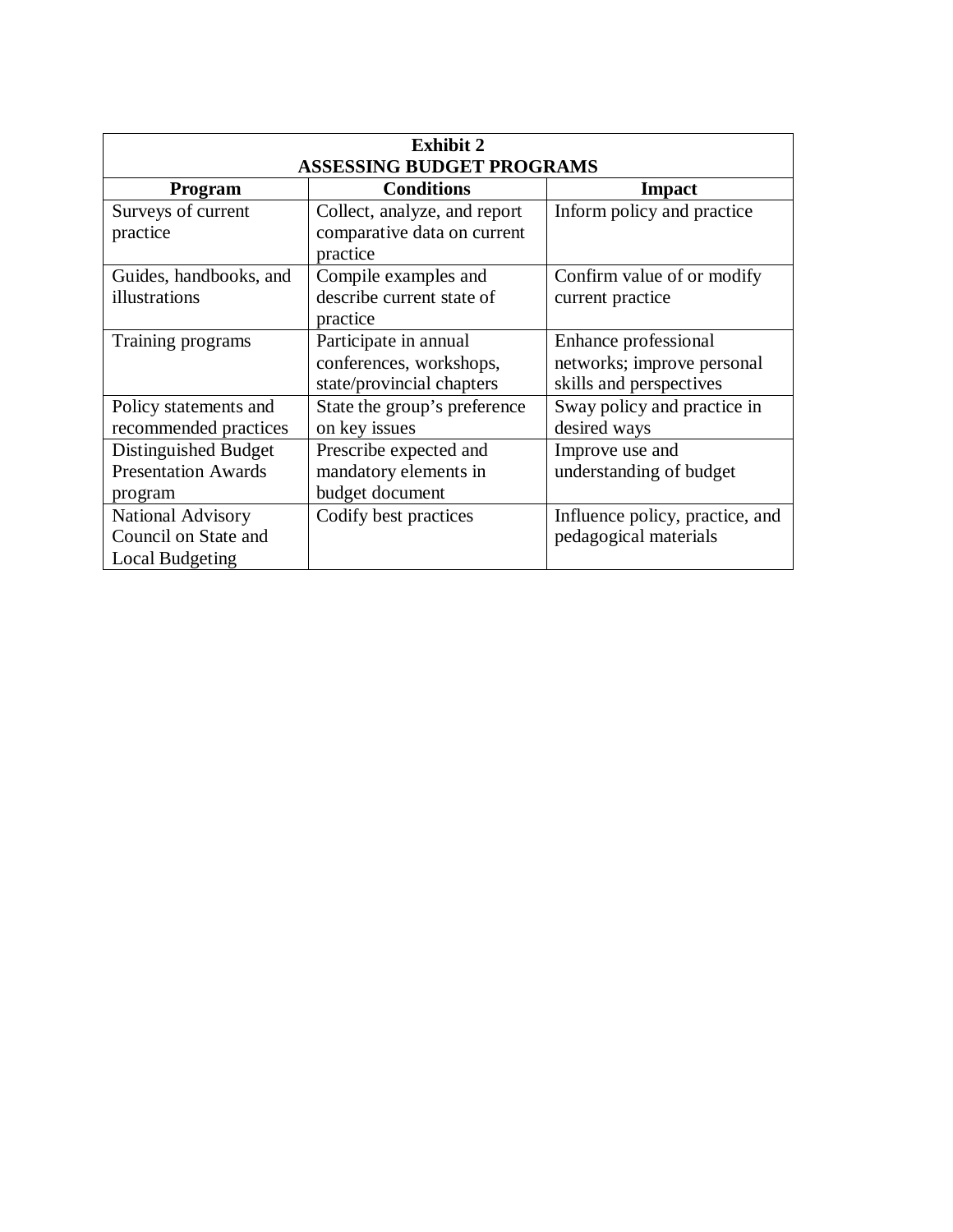**Exhibit 2**
**ASSESSING BUDGET PROGRAMS**

| Program | Conditions | Impact |
|---|---|---|
| Surveys of current practice | Collect, analyze, and report comparative data on current practice | Inform policy and practice |
| Guides, handbooks, and illustrations | Compile examples and describe current state of practice | Confirm value of or modify current practice |
| Training programs | Participate in annual conferences, workshops, state/provincial chapters | Enhance professional networks; improve personal skills and perspectives |
| Policy statements and recommended practices | State the group's preference on key issues | Sway policy and practice in desired ways |
| Distinguished Budget Presentation Awards program | Prescribe expected and mandatory elements in budget document | Improve use and understanding of budget |
| National Advisory Council on State and Local Budgeting | Codify best practices | Influence policy, practice, and pedagogical materials |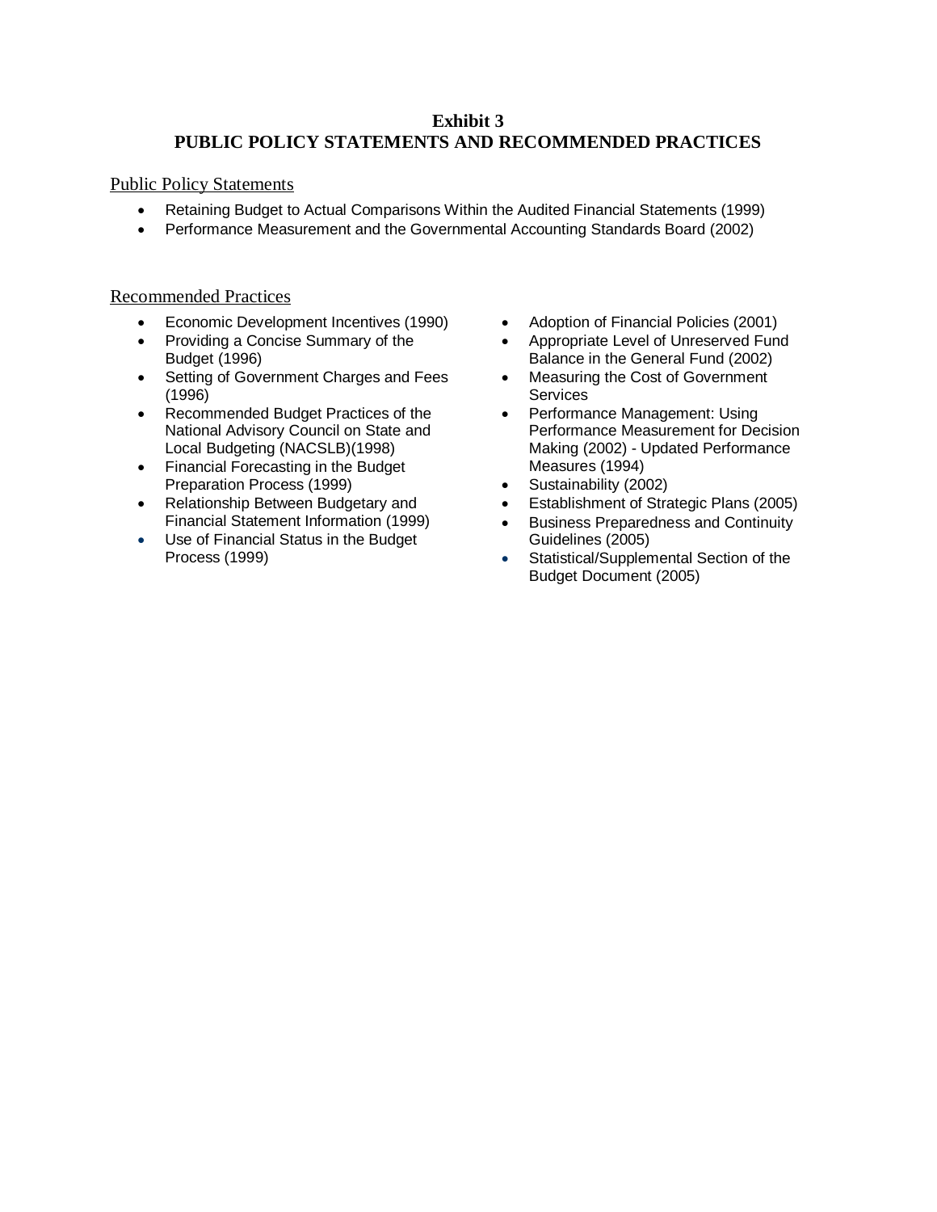# Exhibit 3
# PUBLIC POLICY STATEMENTS AND RECOMMENDED PRACTICES

## Public Policy Statements

- Retaining Budget to Actual Comparisons Within the Audited Financial Statements (1999)
- Performance Measurement and the Governmental Accounting Standards Board (2002)

## Recommended Practices

- Economic Development Incentives (1990)
- Providing a Concise Summary of the Budget (1996)
- Setting of Government Charges and Fees (1996)
- Recommended Budget Practices of the National Advisory Council on State and Local Budgeting (NACSLB)(1998)
- Financial Forecasting in the Budget Preparation Process (1999)
- Relationship Between Budgetary and Financial Statement Information (1999)
- Use of Financial Status in the Budget Process (1999)
- Adoption of Financial Policies (2001)
- Appropriate Level of Unreserved Fund Balance in the General Fund (2002)
- Measuring the Cost of Government Services
- Performance Management: Using Performance Measurement for Decision Making (2002) - Updated Performance Measures (1994)
- Sustainability (2002)
- Establishment of Strategic Plans (2005)
- Business Preparedness and Continuity Guidelines (2005)
- Statistical/Supplemental Section of the Budget Document (2005)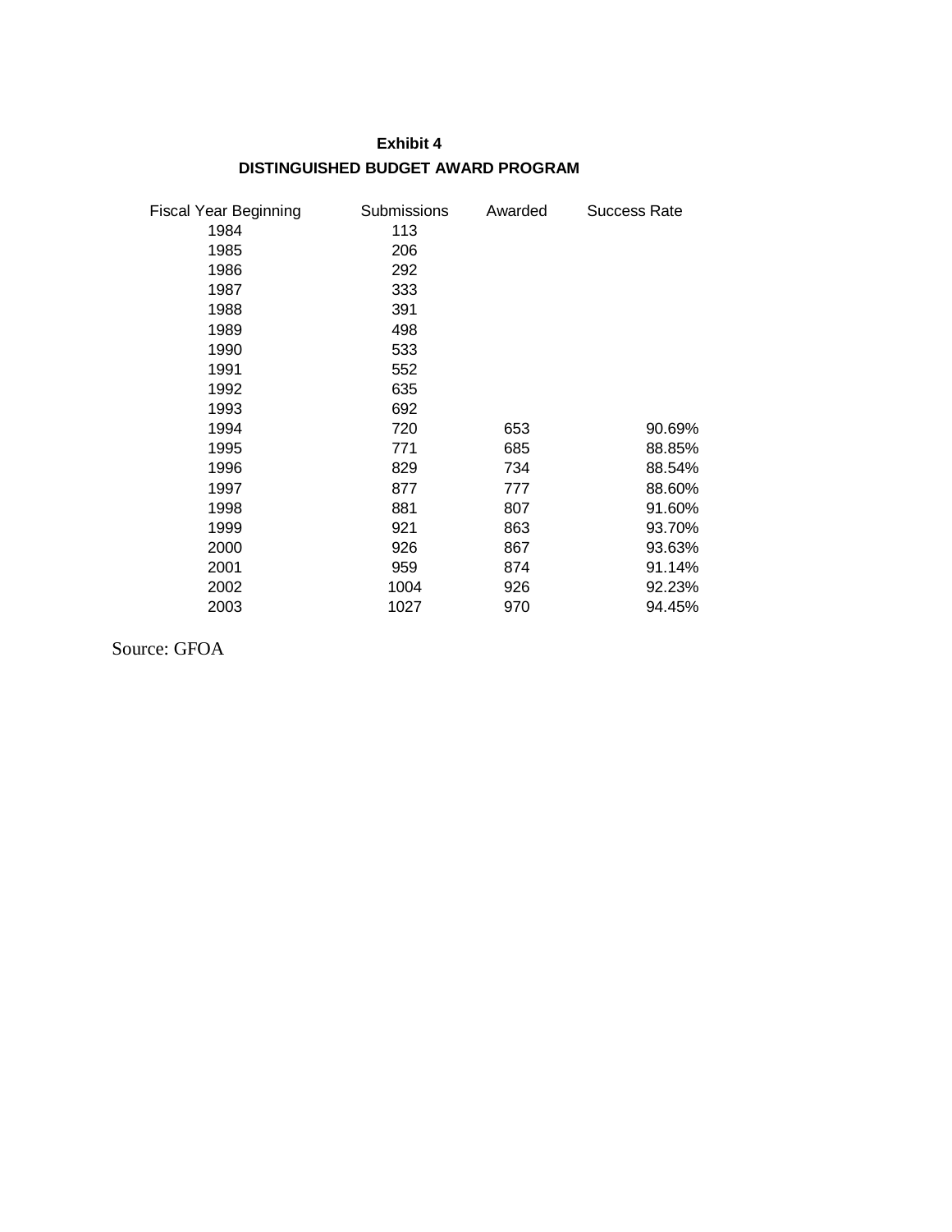**Exhibit 4**

**DISTINGUISHED BUDGET AWARD PROGRAM**

| Fiscal Year Beginning | Submissions | Awarded | Success Rate |
|---|---|---|---|
| 1984 | 113 | | |
| 1985 | 206 | | |
| 1986 | 292 | | |
| 1987 | 333 | | |
| 1988 | 391 | | |
| 1989 | 498 | | |
| 1990 | 533 | | |
| 1991 | 552 | | |
| 1992 | 635 | | |
| 1993 | 692 | | |
| 1994 | 720 | 653 | 90.69% |
| 1995 | 771 | 685 | 88.85% |
| 1996 | 829 | 734 | 88.54% |
| 1997 | 877 | 777 | 88.60% |
| 1998 | 881 | 807 | 91.60% |
| 1999 | 921 | 863 | 93.70% |
| 2000 | 926 | 867 | 93.63% |
| 2001 | 959 | 874 | 91.14% |
| 2002 | 1004 | 926 | 92.23% |
| 2003 | 1027 | 970 | 94.45% |

Source: GFOA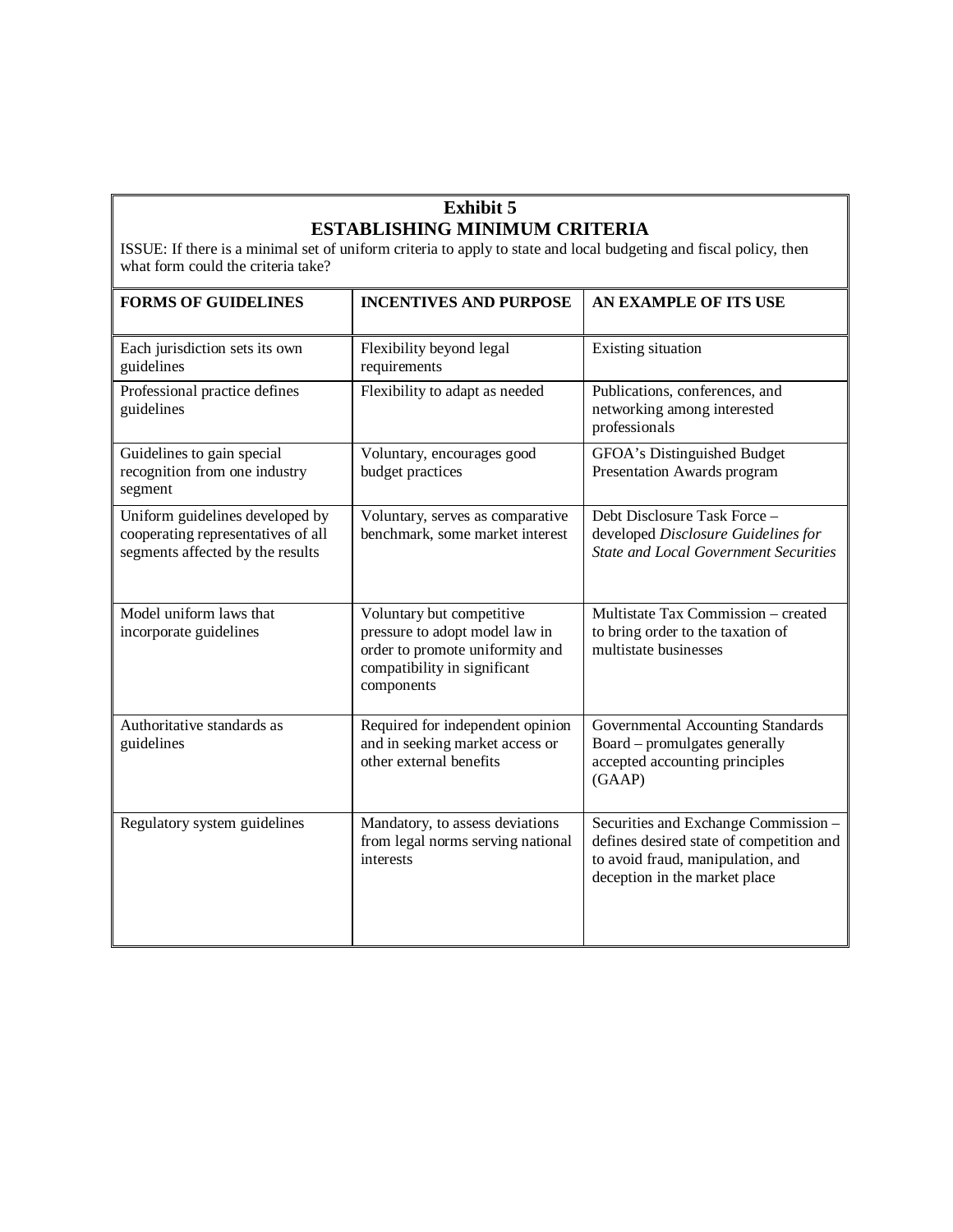## Exhibit 5
## ESTABLISHING MINIMUM CRITERIA

ISSUE: If there is a minimal set of uniform criteria to apply to state and local budgeting and fiscal policy, then what form could the criteria take?

| FORMS OF GUIDELINES | INCENTIVES AND PURPOSE | AN EXAMPLE OF ITS USE |
|---|---|---|
| Each jurisdiction sets its own guidelines | Flexibility beyond legal requirements | Existing situation |
| Professional practice defines guidelines | Flexibility to adapt as needed | Publications, conferences, and networking among interested professionals |
| Guidelines to gain special recognition from one industry segment | Voluntary, encourages good budget practices | GFOA's Distinguished Budget Presentation Awards program |
| Uniform guidelines developed by cooperating representatives of all segments affected by the results | Voluntary, serves as comparative benchmark, some market interest | Debt Disclosure Task Force – developed *Disclosure Guidelines for State and Local Government Securities* |
| Model uniform laws that incorporate guidelines | Voluntary but competitive pressure to adopt model law in order to promote uniformity and compatibility in significant components | Multistate Tax Commission – created to bring order to the taxation of multistate businesses |
| Authoritative standards as guidelines | Required for independent opinion and in seeking market access or other external benefits | Governmental Accounting Standards Board – promulgates generally accepted accounting principles (GAAP) |
| Regulatory system guidelines | Mandatory, to assess deviations from legal norms serving national interests | Securities and Exchange Commission – defines desired state of competition and to avoid fraud, manipulation, and deception in the market place |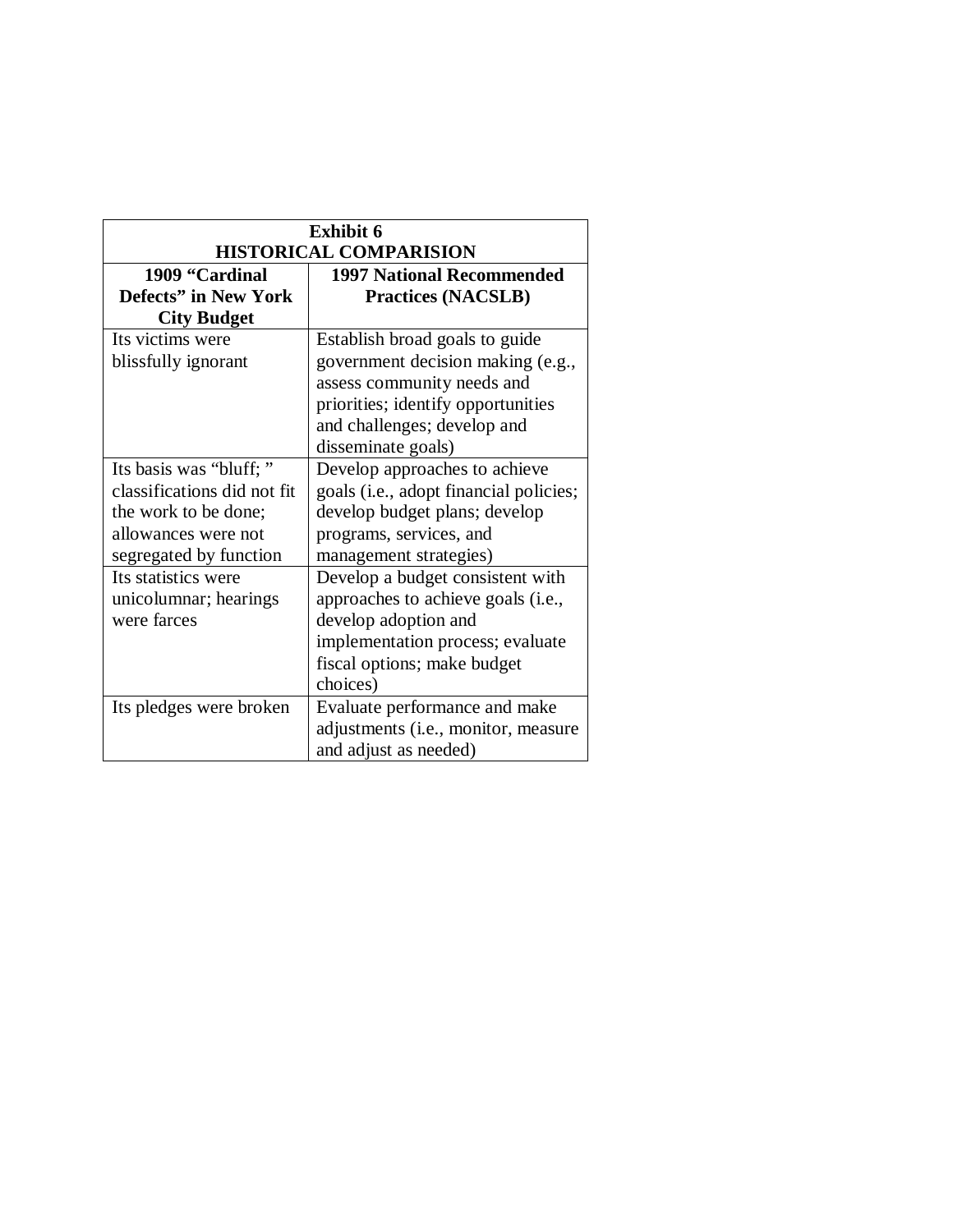**Exhibit 6**
**HISTORICAL COMPARISION**

| 1909 "Cardinal Defects" in New York City Budget | 1997 National Recommended Practices (NACSLB) |
|---|---|
| Its victims were blissfully ignorant | Establish broad goals to guide government decision making (e.g., assess community needs and priorities; identify opportunities and challenges; develop and disseminate goals) |
| Its basis was "bluff; " classifications did not fit the work to be done; allowances were not segregated by function | Develop approaches to achieve goals (i.e., adopt financial policies; develop budget plans; develop programs, services, and management strategies) |
| Its statistics were unicolumnar; hearings were farces | Develop a budget consistent with approaches to achieve goals (i.e., develop adoption and implementation process; evaluate fiscal options; make budget choices) |
| Its pledges were broken | Evaluate performance and make adjustments (i.e., monitor, measure and adjust as needed) |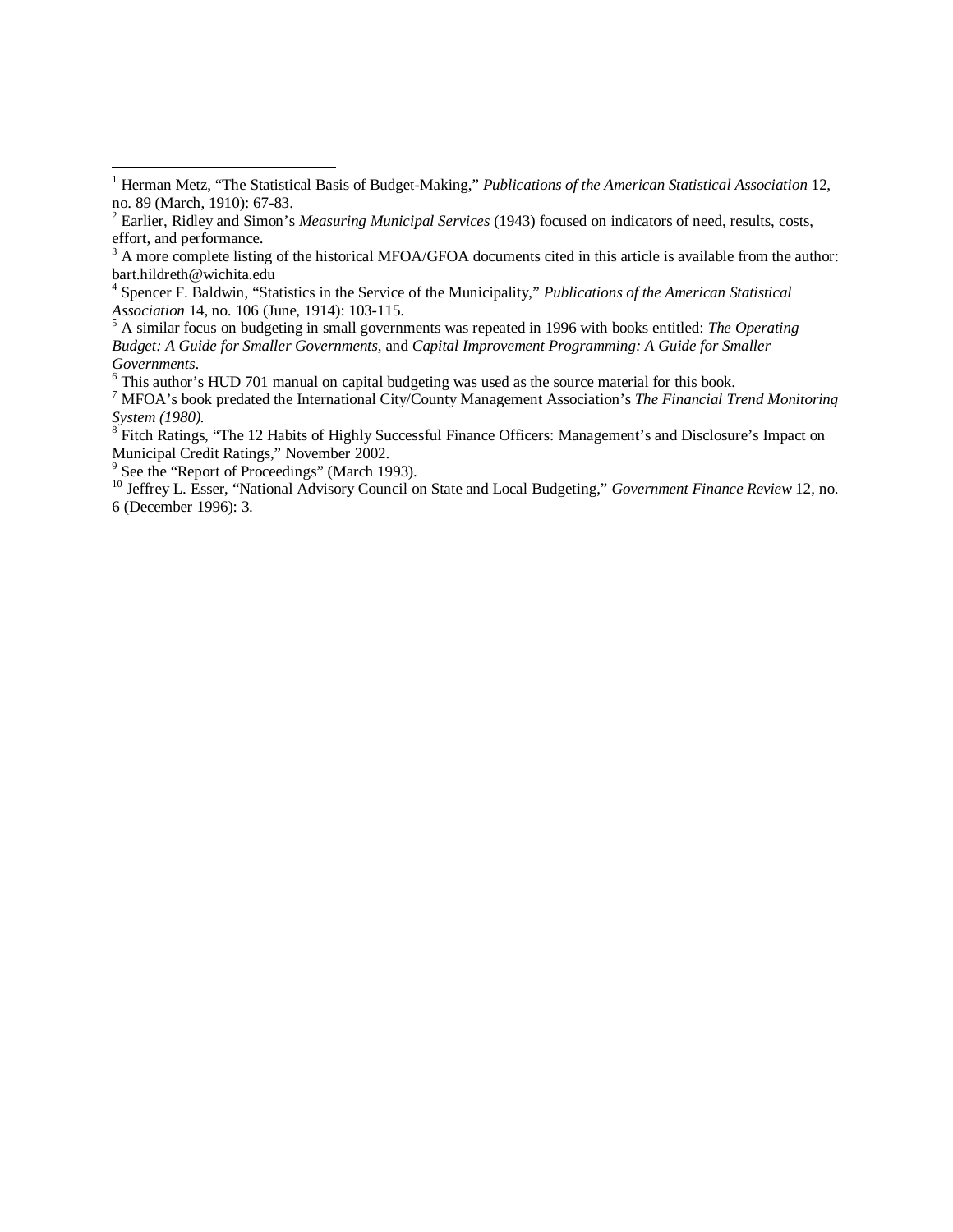[1] Herman Metz, "The Statistical Basis of Budget-Making," *Publications of the American Statistical Association* 12, no. 89 (March, 1910): 67-83.

[2] Earlier, Ridley and Simon's *Measuring Municipal Services* (1943) focused on indicators of need, results, costs, effort, and performance.

[3] A more complete listing of the historical MFOA/GFOA documents cited in this article is available from the author: bart.hildreth@wichita.edu

[4] Spencer F. Baldwin, "Statistics in the Service of the Municipality," *Publications of the American Statistical Association* 14, no. 106 (June, 1914): 103-115.

[5] A similar focus on budgeting in small governments was repeated in 1996 with books entitled: *The Operating Budget: A Guide for Smaller Governments*, and *Capital Improvement Programming: A Guide for Smaller Governments*.

[6] This author's HUD 701 manual on capital budgeting was used as the source material for this book.

[7] MFOA's book predated the International City/County Management Association's *The Financial Trend Monitoring System (1980).*

[8] Fitch Ratings, "The 12 Habits of Highly Successful Finance Officers: Management's and Disclosure's Impact on Municipal Credit Ratings," November 2002.

[9] See the "Report of Proceedings" (March 1993).

[10] Jeffrey L. Esser, "National Advisory Council on State and Local Budgeting," *Government Finance Review* 12, no. 6 (December 1996): 3.